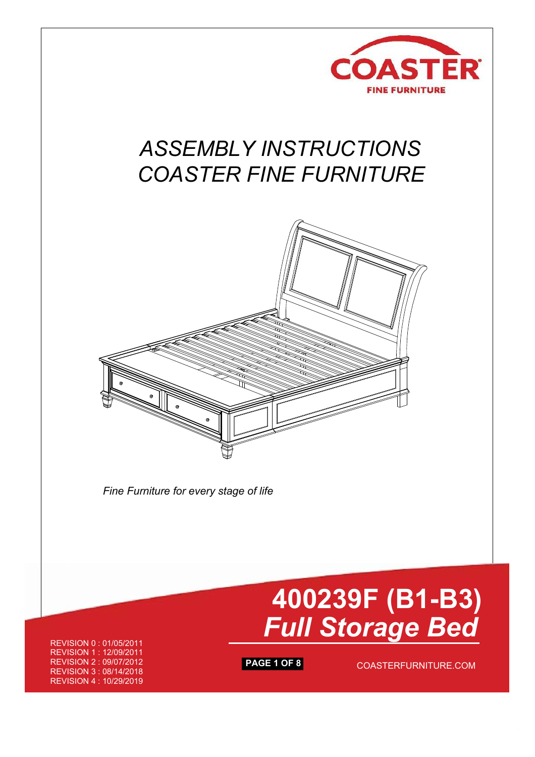COASTER

FINE FURNITURE

# ASSEMBLY INSTRUCTIONS
# COASTER FINE FURNITURE

*Fine Furniture for every stage of life*

# 400239F (B1-B3)
## *Full Storage Bed*

REVISION 0 : 01/05/2011
REVISION 1 : 12/09/2011
REVISION 2 : 09/07/2012
REVISION 3 : 08/14/2018
REVISION 4 : 10/29/2019

COASTERFURNITURE.COM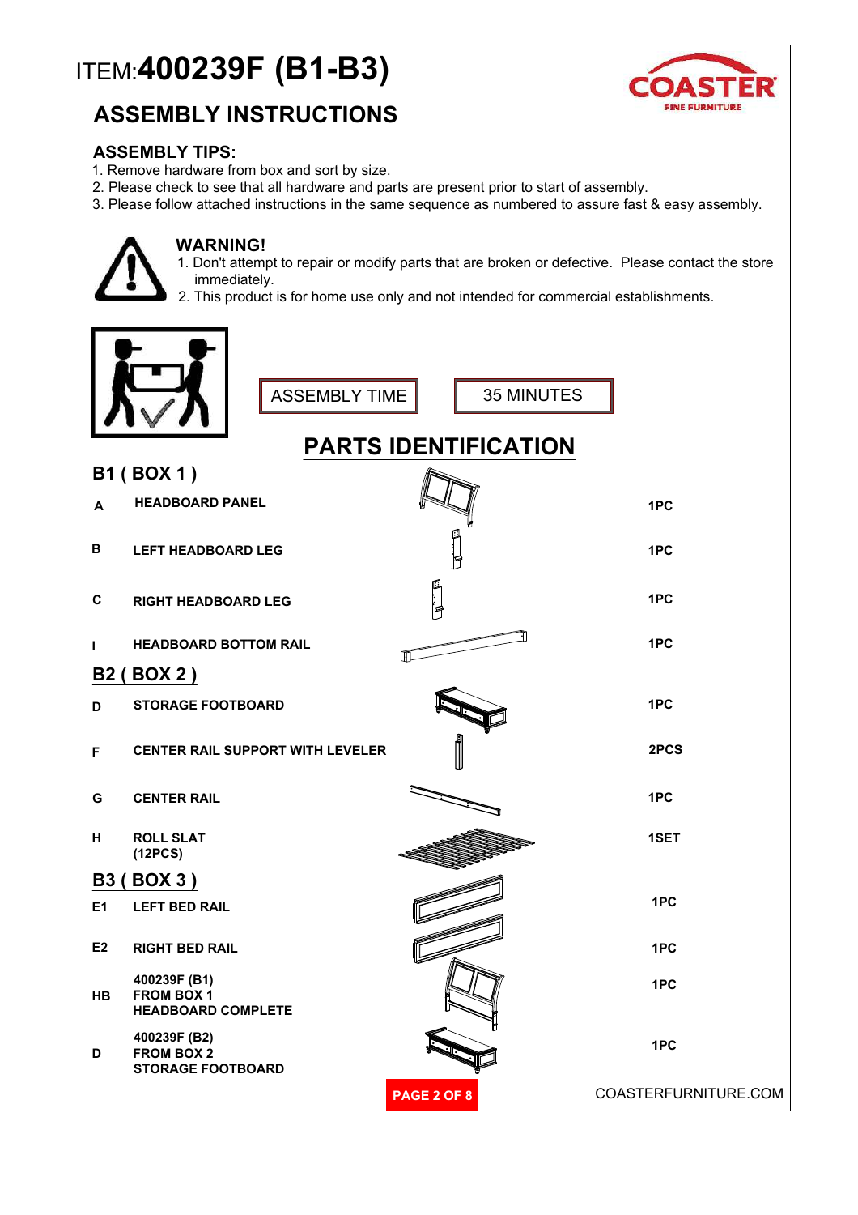# ITEM:**400239F (B1-B3)**

COASTER FINE FURNITURE

## ASSEMBLY INSTRUCTIONS

### ASSEMBLY TIPS:

1. Remove hardware from box and sort by size.
2. Please check to see that all hardware and parts are present prior to start of assembly.
3. Please follow attached instructions in the same sequence as numbered to assure fast & easy assembly.

### WARNING!

1. Don't attempt to repair or modify parts that are broken or defective. Please contact the store immediately.
2. This product is for home use only and not intended for commercial establishments.

ASSEMBLY TIME: 35 MINUTES

## PARTS IDENTIFICATION

### B1 ( BOX 1 )

| | | |
|---|---|---|
| A | HEADBOARD PANEL | 1PC |
| B | LEFT HEADBOARD LEG | 1PC |
| C | RIGHT HEADBOARD LEG | 1PC |
| I | HEADBOARD BOTTOM RAIL | 1PC |

### B2 ( BOX 2 )

| | | |
|---|---|---|
| D | STORAGE FOOTBOARD | 1PC |
| F | CENTER RAIL SUPPORT WITH LEVELER | 2PCS |
| G | CENTER RAIL | 1PC |
| H | ROLL SLAT (12PCS) | 1SET |

### B3 ( BOX 3 )

| | | |
|---|---|---|
| E1 | LEFT BED RAIL | 1PC |
| E2 | RIGHT BED RAIL | 1PC |
| HB | 400239F (B1) FROM BOX 1 HEADBOARD COMPLETE | 1PC |
| D | 400239F (B2) FROM BOX 2 STORAGE FOOTBOARD | 1PC |

COASTERFURNITURE.COM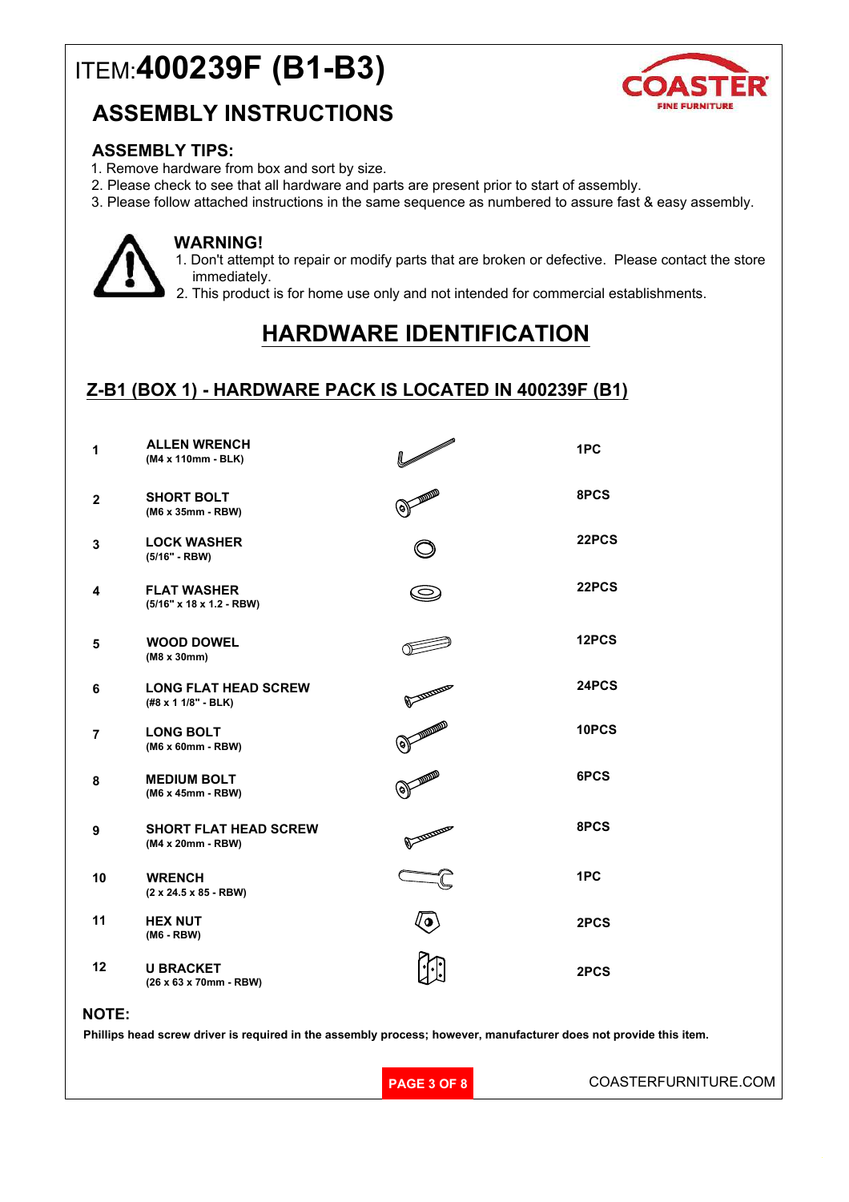# ITEM:**400239F (B1-B3)**

## ASSEMBLY INSTRUCTIONS

COASTER
FINE FURNITURE

### ASSEMBLY TIPS:

1. Remove hardware from box and sort by size.
2. Please check to see that all hardware and parts are present prior to start of assembly.
3. Please follow attached instructions in the same sequence as numbered to assure fast & easy assembly.

### WARNING!

1. Don't attempt to repair or modify parts that are broken or defective. Please contact the store immediately.
2. This product is for home use only and not intended for commercial establishments.

## HARDWARE IDENTIFICATION

### Z-B1 (BOX 1) - HARDWARE PACK IS LOCATED IN 400239F (B1)

| No. | Part | Qty |
|---|---|---|
| 1 | **ALLEN WRENCH** (M4 x 110mm - BLK) | 1PC |
| 2 | **SHORT BOLT** (M6 x 35mm - RBW) | 8PCS |
| 3 | **LOCK WASHER** (5/16" - RBW) | 22PCS |
| 4 | **FLAT WASHER** (5/16" x 18 x 1.2 - RBW) | 22PCS |
| 5 | **WOOD DOWEL** (M8 x 30mm) | 12PCS |
| 6 | **LONG FLAT HEAD SCREW** (#8 x 1 1/8" - BLK) | 24PCS |
| 7 | **LONG BOLT** (M6 x 60mm - RBW) | 10PCS |
| 8 | **MEDIUM BOLT** (M6 x 45mm - RBW) | 6PCS |
| 9 | **SHORT FLAT HEAD SCREW** (M4 x 20mm - RBW) | 8PCS |
| 10 | **WRENCH** (2 x 24.5 x 85 - RBW) | 1PC |
| 11 | **HEX NUT** (M6 - RBW) | 2PCS |
| 12 | **U BRACKET** (26 x 63 x 70mm - RBW) | 2PCS |

**NOTE:**

**Phillips head screw driver is required in the assembly process; however, manufacturer does not provide this item.**

COASTERFURNITURE.COM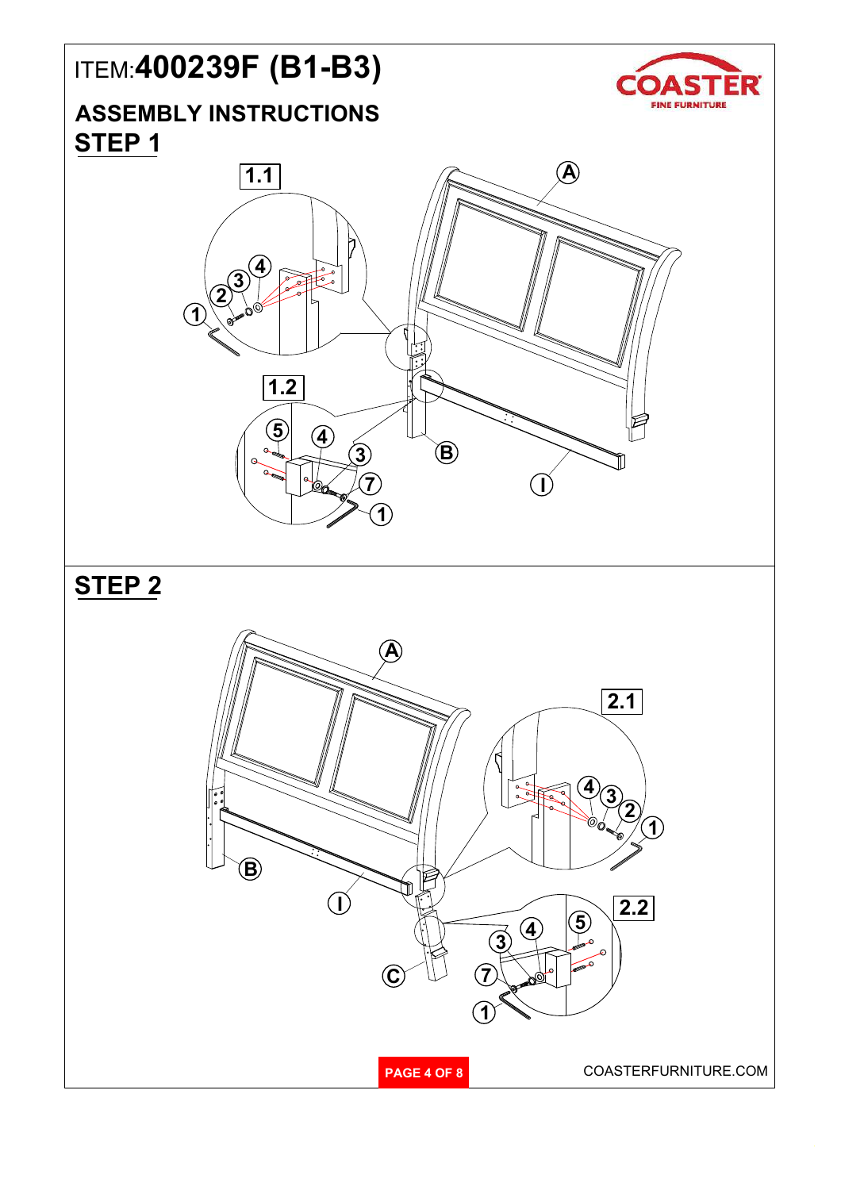ITEM:**400239F (B1-B3)**

## ASSEMBLY INSTRUCTIONS

## STEP 1

1.1

1.2

## STEP 2

2.1

2.2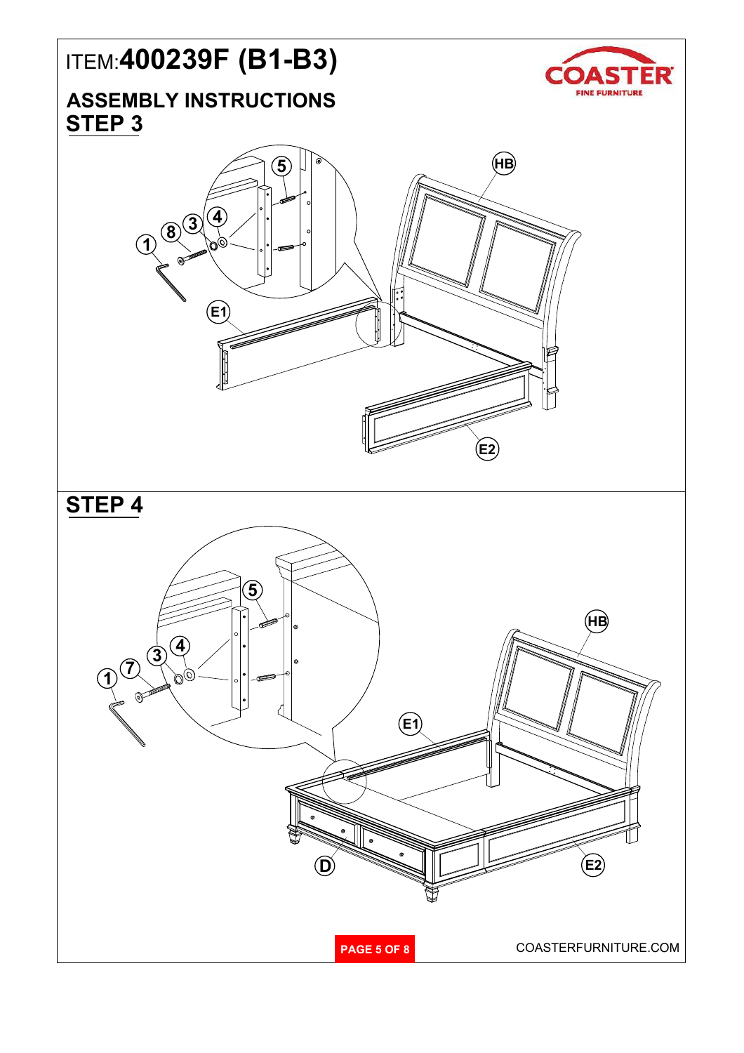ITEM:**400239F (B1-B3)**

**COASTER**
FINE FURNITURE

## ASSEMBLY INSTRUCTIONS

## STEP 3

5
4
3
8
1
HB
E1
E2

## STEP 4

5
4
3
7
1
HB
E1
D
E2

COASTERFURNITURE.COM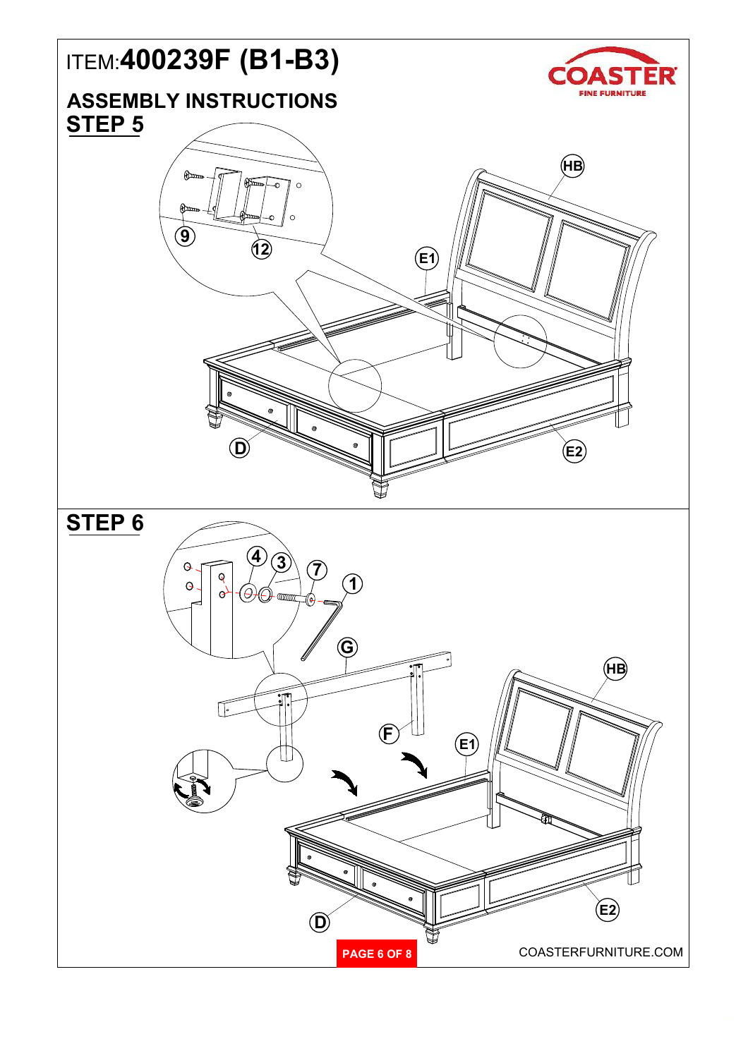# ITEM:400239F (B1-B3)

## ASSEMBLY INSTRUCTIONS

### STEP 5

### STEP 6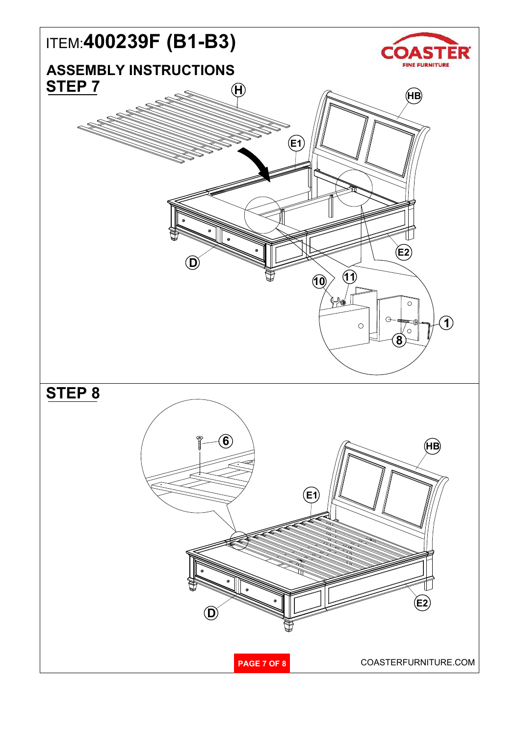# ITEM:400239F (B1-B3)

COASTER
FINE FURNITURE

## ASSEMBLY INSTRUCTIONS

## STEP 7

H HB E1 E2 D 10 11 1 8

## STEP 8

6 HB E1 E2 D

COASTERFURNITURE.COM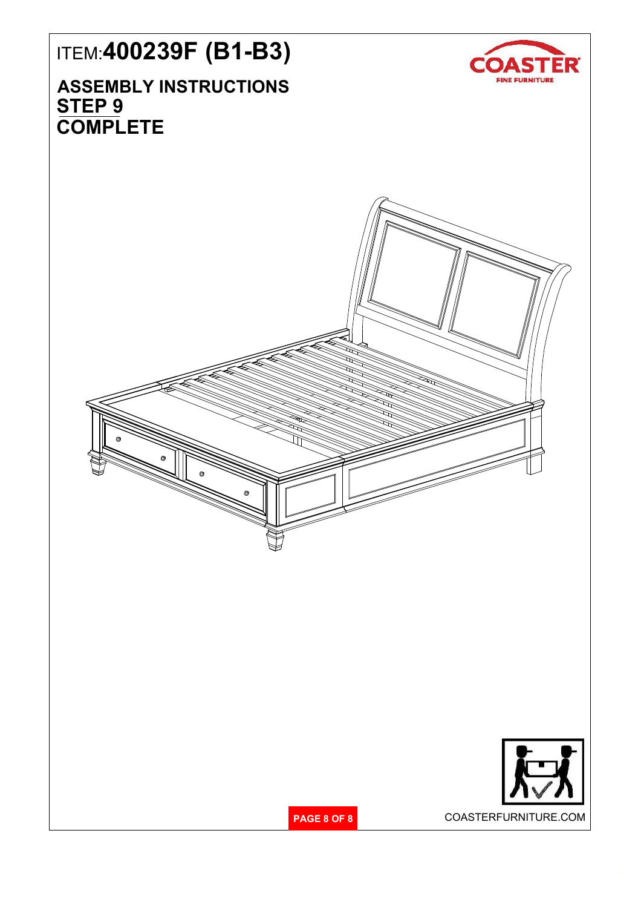# ITEM:400239F (B1-B3)

## ASSEMBLY INSTRUCTIONS

## STEP 9

## COMPLETE

COASTERFURNITURE.COM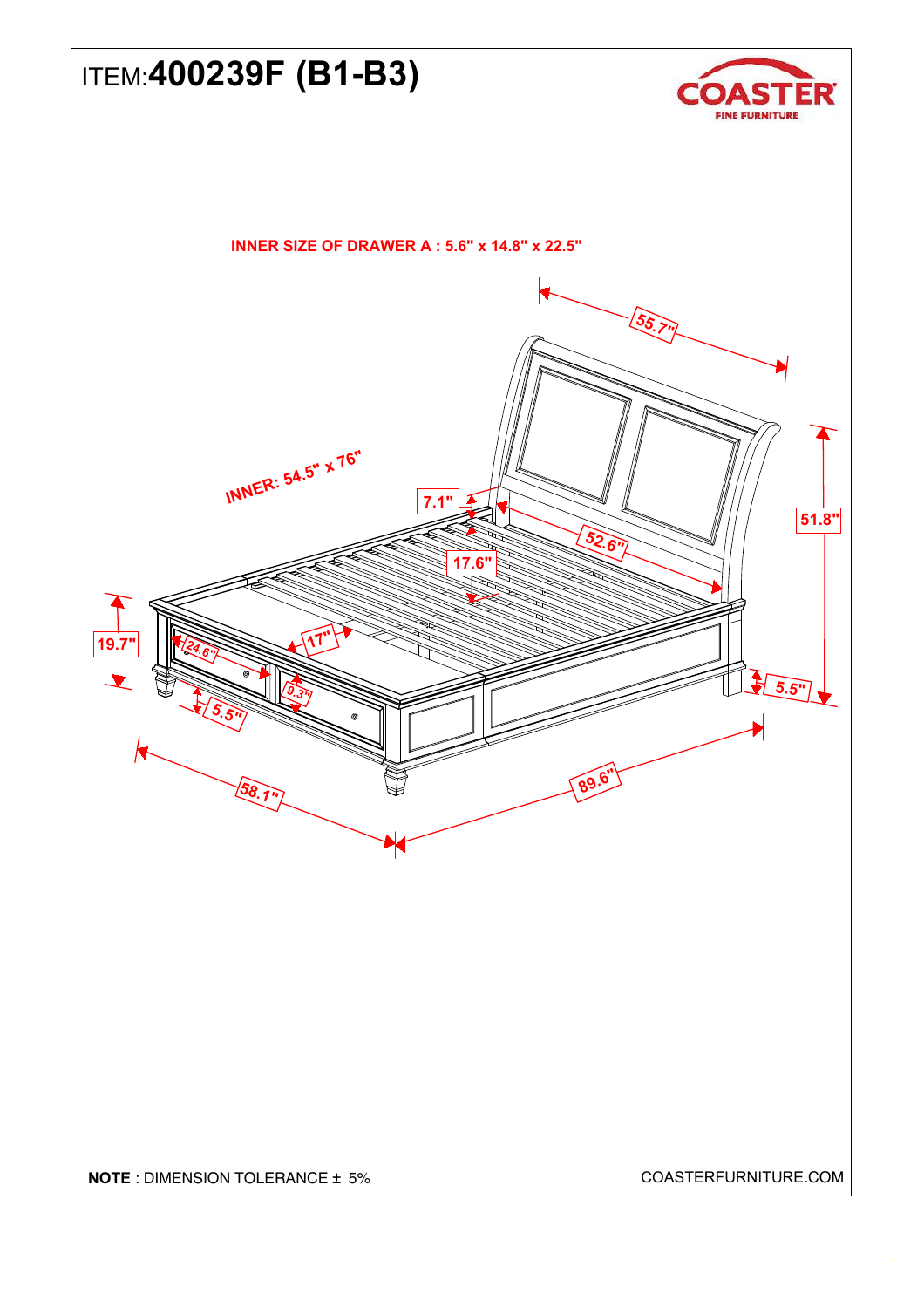# ITEM: **400239F (B1-B3)**

COASTER FINE FURNITURE

**INNER SIZE OF DRAWER A : 5.6" x 14.8" x 22.5"**

INNER: 54.5" x 76"

55.7"

51.8"

7.1"

52.6"

17.6"

19.7"

17"

24.6"

9.3"

5.5"

5.5"

58.1"

89.6"

**NOTE** : DIMENSION TOLERANCE ± 5%

COASTERFURNITURE.COM